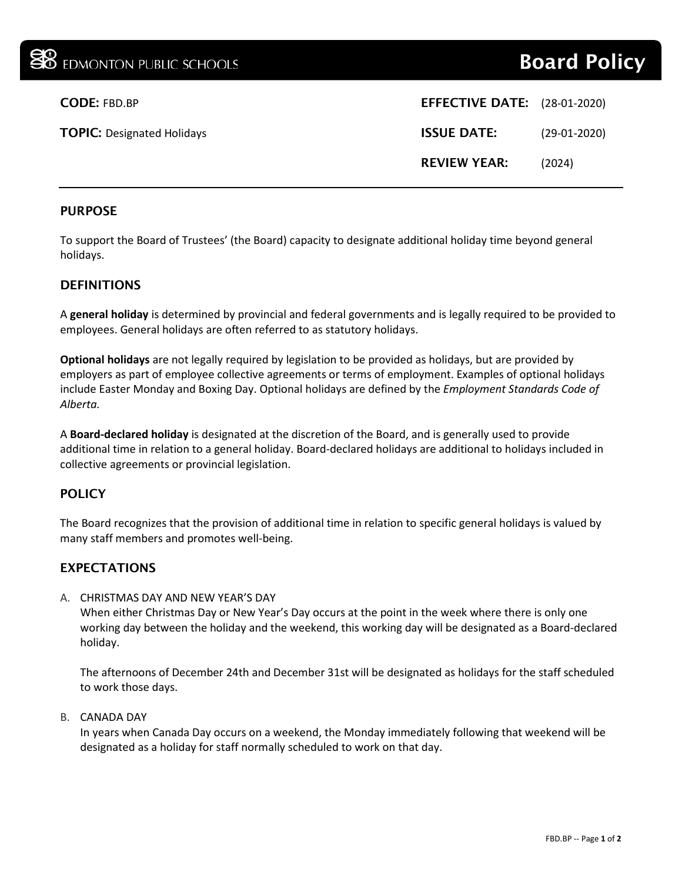EDMONTON PUBLIC SCHOOLS

# Board Policy

| | |
|---|---|
| **CODE:** FBD.BP | **EFFECTIVE DATE:** (28-01-2020) |
| **TOPIC:** Designated Holidays | **ISSUE DATE:** (29-01-2020) |
| | **REVIEW YEAR:** (2024) |

## PURPOSE

To support the Board of Trustees' (the Board) capacity to designate additional holiday time beyond general holidays.

## DEFINITIONS

A **general holiday** is determined by provincial and federal governments and is legally required to be provided to employees. General holidays are often referred to as statutory holidays.

**Optional holidays** are not legally required by legislation to be provided as holidays, but are provided by employers as part of employee collective agreements or terms of employment. Examples of optional holidays include Easter Monday and Boxing Day. Optional holidays are defined by the *Employment Standards Code of Alberta.*

A **Board-declared holiday** is designated at the discretion of the Board, and is generally used to provide additional time in relation to a general holiday. Board-declared holidays are additional to holidays included in collective agreements or provincial legislation.

## POLICY

The Board recognizes that the provision of additional time in relation to specific general holidays is valued by many staff members and promotes well-being.

## EXPECTATIONS

A. CHRISTMAS DAY AND NEW YEAR'S DAY

When either Christmas Day or New Year's Day occurs at the point in the week where there is only one working day between the holiday and the weekend, this working day will be designated as a Board-declared holiday.

The afternoons of December 24th and December 31st will be designated as holidays for the staff scheduled to work those days.

B. CANADA DAY

In years when Canada Day occurs on a weekend, the Monday immediately following that weekend will be designated as a holiday for staff normally scheduled to work on that day.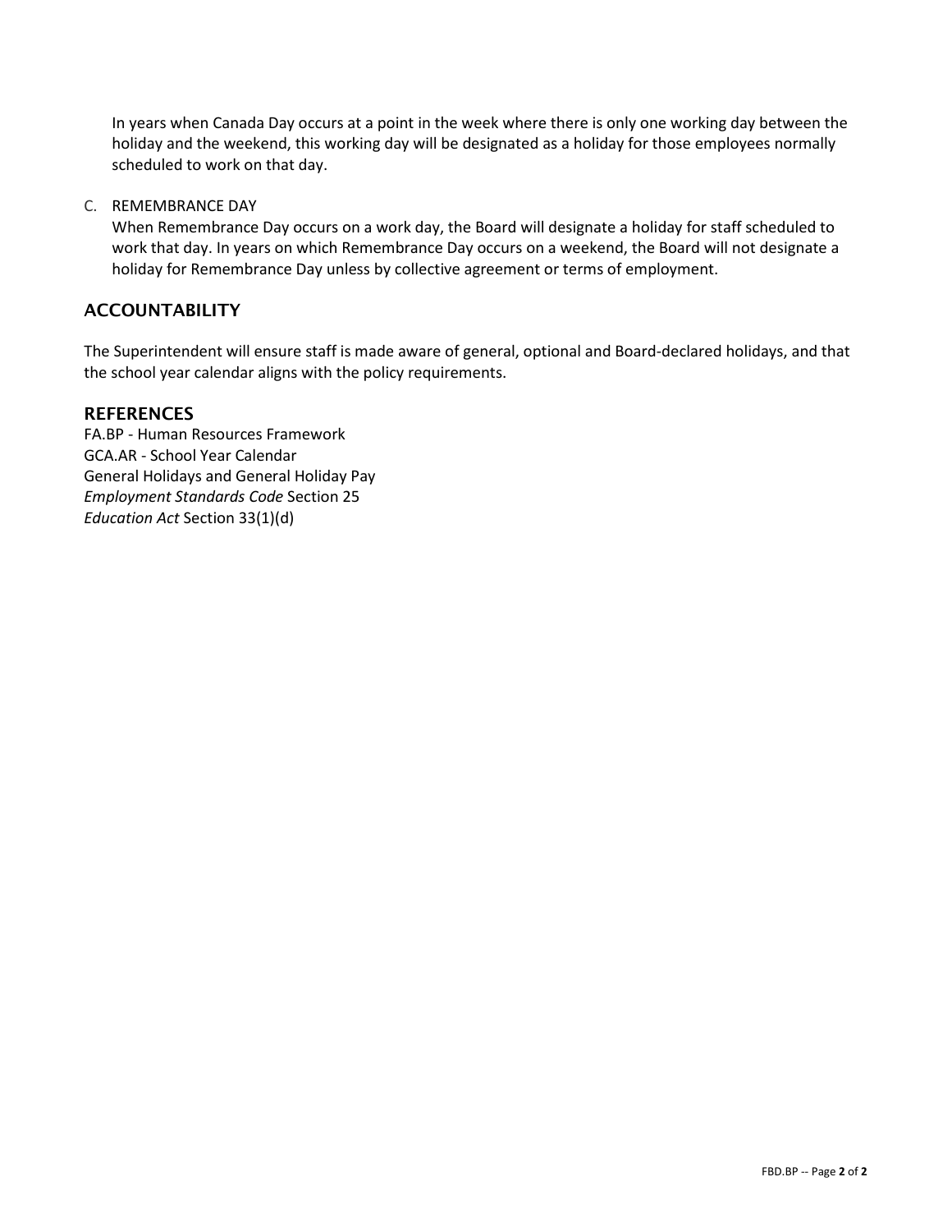In years when Canada Day occurs at a point in the week where there is only one working day between the holiday and the weekend, this working day will be designated as a holiday for those employees normally scheduled to work on that day.

C. REMEMBRANCE DAY
   When Remembrance Day occurs on a work day, the Board will designate a holiday for staff scheduled to work that day. In years on which Remembrance Day occurs on a weekend, the Board will not designate a holiday for Remembrance Day unless by collective agreement or terms of employment.

## ACCOUNTABILITY

The Superintendent will ensure staff is made aware of general, optional and Board-declared holidays, and that the school year calendar aligns with the policy requirements.

## REFERENCES

FA.BP - Human Resources Framework
GCA.AR - School Year Calendar
General Holidays and General Holiday Pay
*Employment Standards Code* Section 25
*Education Act* Section 33(1)(d)